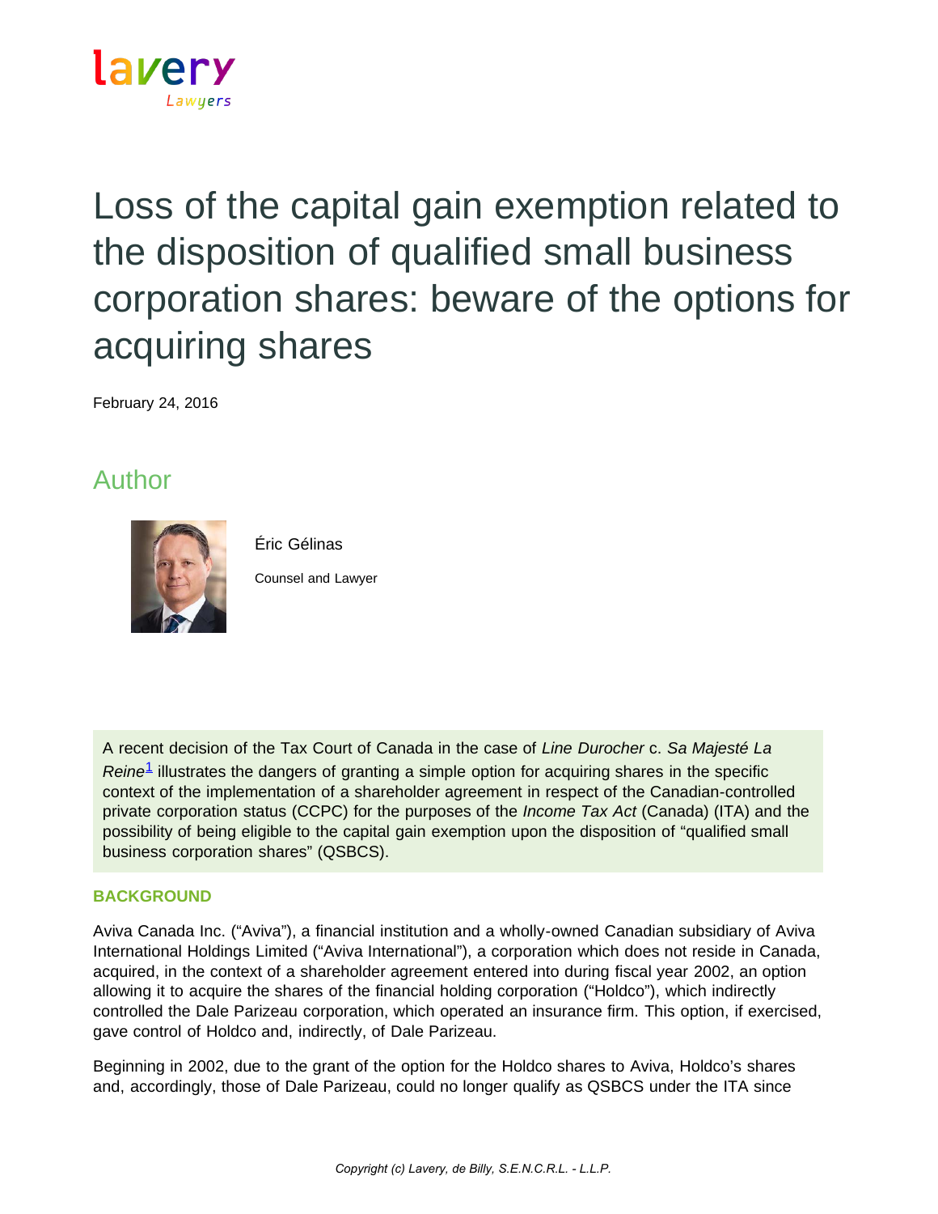# Loss of the capital gain exemption related to the disposition of qualified small business corporation shares: beware of the options for acquiring shares

February 24, 2016

## Author

Éric Gélinas

Counsel and Lawyer

A recent decision of the Tax Court of Canada in the case of *Line Durocher* c. *Sa Majesté La Reine*[1] illustrates the dangers of granting a simple option for acquiring shares in the specific context of the implementation of a shareholder agreement in respect of the Canadian-controlled private corporation status (CCPC) for the purposes of the *Income Tax Act* (Canada) (ITA) and the possibility of being eligible to the capital gain exemption upon the disposition of "qualified small business corporation shares" (QSBCS).

### BACKGROUND

Aviva Canada Inc. ("Aviva"), a financial institution and a wholly-owned Canadian subsidiary of Aviva International Holdings Limited ("Aviva International"), a corporation which does not reside in Canada, acquired, in the context of a shareholder agreement entered into during fiscal year 2002, an option allowing it to acquire the shares of the financial holding corporation ("Holdco"), which indirectly controlled the Dale Parizeau corporation, which operated an insurance firm. This option, if exercised, gave control of Holdco and, indirectly, of Dale Parizeau.

Beginning in 2002, due to the grant of the option for the Holdco shares to Aviva, Holdco's shares and, accordingly, those of Dale Parizeau, could no longer qualify as QSBCS under the ITA since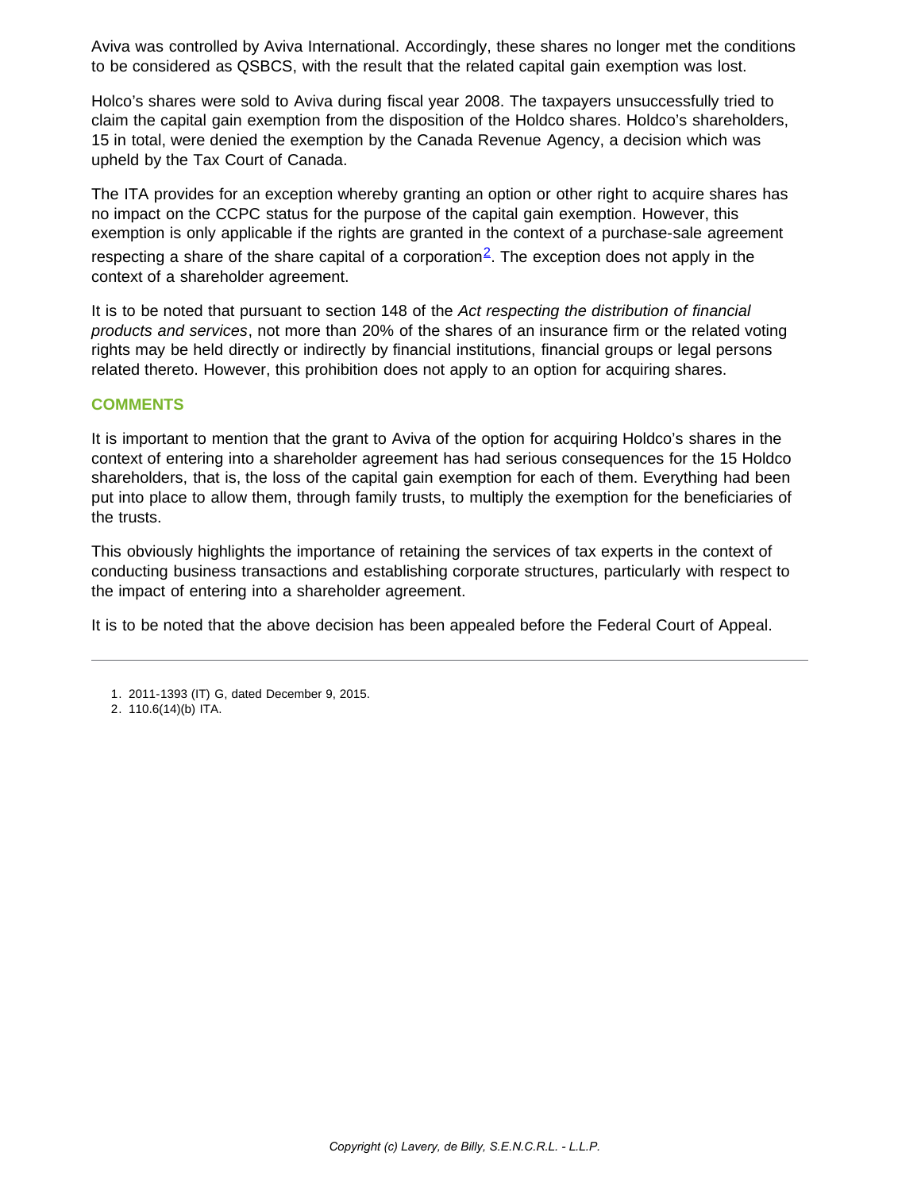Aviva was controlled by Aviva International. Accordingly, these shares no longer met the conditions to be considered as QSBCS, with the result that the related capital gain exemption was lost.

Holco's shares were sold to Aviva during fiscal year 2008. The taxpayers unsuccessfully tried to claim the capital gain exemption from the disposition of the Holdco shares. Holdco's shareholders, 15 in total, were denied the exemption by the Canada Revenue Agency, a decision which was upheld by the Tax Court of Canada.

The ITA provides for an exception whereby granting an option or other right to acquire shares has no impact on the CCPC status for the purpose of the capital gain exemption. However, this exemption is only applicable if the rights are granted in the context of a purchase-sale agreement respecting a share of the share capital of a corporation[2]. The exception does not apply in the context of a shareholder agreement.

It is to be noted that pursuant to section 148 of the *Act respecting the distribution of financial products and services*, not more than 20% of the shares of an insurance firm or the related voting rights may be held directly or indirectly by financial institutions, financial groups or legal persons related thereto. However, this prohibition does not apply to an option for acquiring shares.

## COMMENTS

It is important to mention that the grant to Aviva of the option for acquiring Holdco's shares in the context of entering into a shareholder agreement has had serious consequences for the 15 Holdco shareholders, that is, the loss of the capital gain exemption for each of them. Everything had been put into place to allow them, through family trusts, to multiply the exemption for the beneficiaries of the trusts.

This obviously highlights the importance of retaining the services of tax experts in the context of conducting business transactions and establishing corporate structures, particularly with respect to the impact of entering into a shareholder agreement.

It is to be noted that the above decision has been appealed before the Federal Court of Appeal.

---

1. 2011-1393 (IT) G, dated December 9, 2015.
2. 110.6(14)(b) ITA.

*Copyright (c) Lavery, de Billy, S.E.N.C.R.L. - L.L.P.*